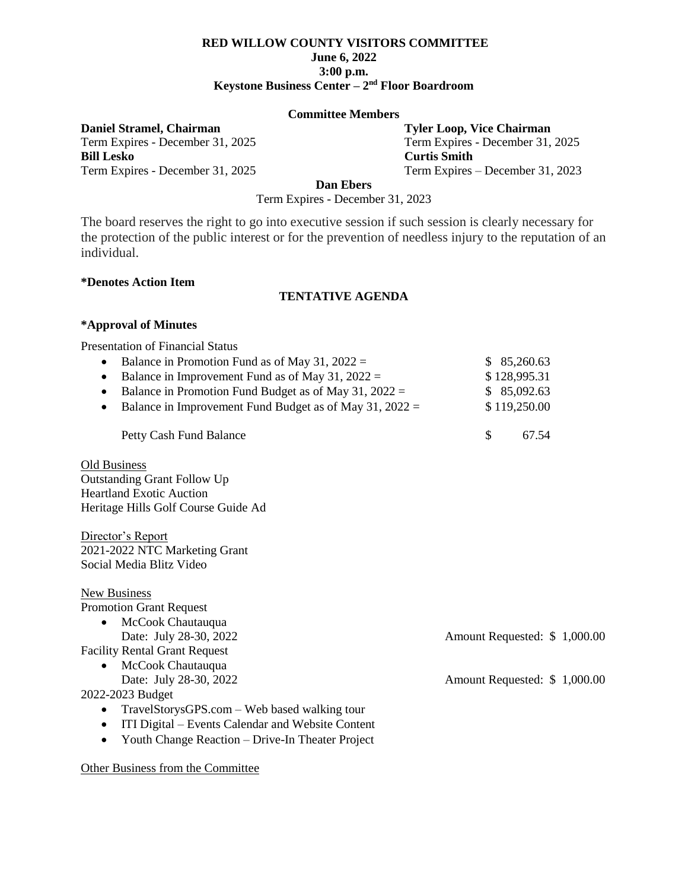# RED WILLOW COUNTY VISITORS COMMITTEE

**June 6, 2022**
**3:00 p.m.**
**Keystone Business Center – 2nd Floor Boardroom**

**Committee Members**

**Daniel Stramel, Chairman**
Term Expires - December 31, 2025

**Tyler Loop, Vice Chairman**
Term Expires - December 31, 2025

**Bill Lesko**
Term Expires - December 31, 2025

**Curtis Smith**
Term Expires – December 31, 2023

**Dan Ebers**
Term Expires - December 31, 2023

The board reserves the right to go into executive session if such session is clearly necessary for the protection of the public interest or for the prevention of needless injury to the reputation of an individual.

**\*Denotes Action Item**

## TENTATIVE AGENDA

**\*Approval of Minutes**

Presentation of Financial Status

- Balance in Promotion Fund as of May 31, 2022 = $ 85,260.63
- Balance in Improvement Fund as of May 31, 2022 = $ 128,995.31
- Balance in Promotion Fund Budget as of May 31, 2022 = $ 85,092.63
- Balance in Improvement Fund Budget as of May 31, 2022 = $ 119,250.00

Petty Cash Fund Balance $ 67.54

Old Business
Outstanding Grant Follow Up
Heartland Exotic Auction
Heritage Hills Golf Course Guide Ad

Director's Report
2021-2022 NTC Marketing Grant
Social Media Blitz Video

New Business
Promotion Grant Request

- McCook Chautauqua
  Date: July 28-30, 2022 Amount Requested: $ 1,000.00

Facility Rental Grant Request

- McCook Chautauqua
  Date: July 28-30, 2022 Amount Requested: $ 1,000.00

2022-2023 Budget

- TravelStorysGPS.com – Web based walking tour
- ITI Digital – Events Calendar and Website Content
- Youth Change Reaction – Drive-In Theater Project

Other Business from the Committee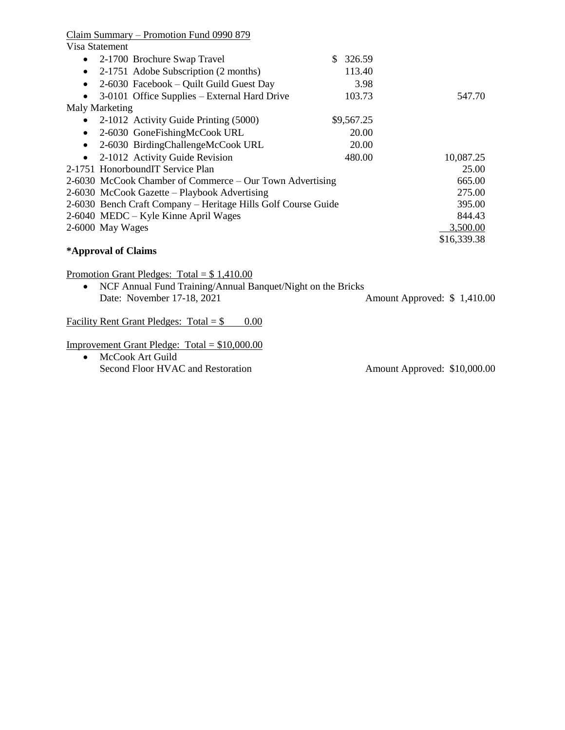Claim Summary – Promotion Fund 0990 879

| | | |
|---|---|---|
| Visa Statement | | |
| • 2-1700 Brochure Swap Travel | $ 326.59 | |
| • 2-1751 Adobe Subscription (2 months) | 113.40 | |
| • 2-6030 Facebook – Quilt Guild Guest Day | 3.98 | |
| • 3-0101 Office Supplies – External Hard Drive | 103.73 | 547.70 |
| Maly Marketing | | |
| • 2-1012 Activity Guide Printing (5000) | $9,567.25 | |
| • 2-6030 GoneFishingMcCook URL | 20.00 | |
| • 2-6030 BirdingChallengeMcCook URL | 20.00 | |
| • 2-1012 Activity Guide Revision | 480.00 | 10,087.25 |
| 2-1751 HonorboundIT Service Plan | | 25.00 |
| 2-6030 McCook Chamber of Commerce – Our Town Advertising | | 665.00 |
| 2-6030 McCook Gazette – Playbook Advertising | | 275.00 |
| 2-6030 Bench Craft Company – Heritage Hills Golf Course Guide | | 395.00 |
| 2-6040 MEDC – Kyle Kinne April Wages | | 844.43 |
| 2-6000 May Wages | | 3,500.00 |
| | | $16,339.38 |

**\*Approval of Claims**

Promotion Grant Pledges: Total = $ 1,410.00

- NCF Annual Fund Training/Annual Banquet/Night on the Bricks
  Date: November 17-18, 2021 Amount Approved: $ 1,410.00

Facility Rent Grant Pledges: Total = $ 0.00

Improvement Grant Pledge: Total = $10,000.00

- McCook Art Guild
  Second Floor HVAC and Restoration Amount Approved: $10,000.00